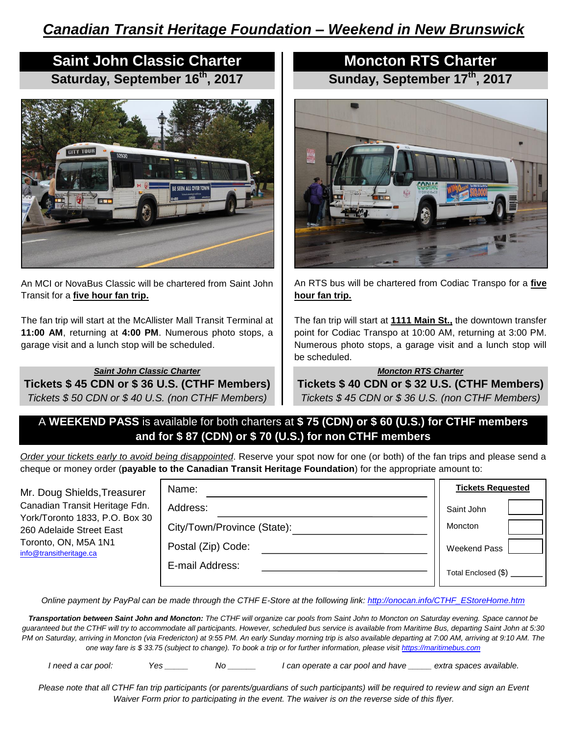# *Canadian Transit Heritage Foundation – Weekend in New Brunswick*

## Saint John Classic Charter

### Saturday, September 16th, 2017

An MCI or NovaBus Classic will be chartered from Saint John Transit for a **five hour fan trip.**

The fan trip will start at the McAllister Mall Transit Terminal at **11:00 AM**, returning at **4:00 PM**. Numerous photo stops, a garage visit and a lunch stop will be scheduled.

***Saint John Classic Charter***

**Tickets $ 45 CDN or $ 36 U.S. (CTHF Members)**

*Tickets $ 50 CDN or $ 40 U.S. (non CTHF Members)*

## Moncton RTS Charter

### Sunday, September 17th, 2017

An RTS bus will be chartered from Codiac Transpo for a **five hour fan trip.**

The fan trip will start at **1111 Main St.,** the downtown transfer point for Codiac Transpo at 10:00 AM, returning at 3:00 PM. Numerous photo stops, a garage visit and a lunch stop will be scheduled.

***Moncton RTS Charter***

**Tickets $ 40 CDN or $ 32 U.S. (CTHF Members)**

*Tickets $ 45 CDN or $ 36 U.S. (non CTHF Members)*

A **WEEKEND PASS** is available for both charters at **$ 75 (CDN) or $ 60 (U.S.) for CTHF members and for $ 87 (CDN) or $ 70 (U.S.) for non CTHF members**

*Order your tickets early to avoid being disappointed*. Reserve your spot now for one (or both) of the fan trips and please send a cheque or money order (**payable to the Canadian Transit Heritage Foundation**) for the appropriate amount to:

Mr. Doug Shields, Treasurer
Canadian Transit Heritage Fdn.
York/Toronto 1833, P.O. Box 30
260 Adelaide Street East
Toronto, ON, M5A 1N1
info@transitheritage.ca

Name: ____________________

Address: ____________________

City/Town/Province (State): ____________________

Postal (Zip) Code: ____________________

E-mail Address: ____________________

**Tickets Requested**

| | |
|---|---|
| Saint John | |
| Moncton | |
| Weekend Pass | |
| Total Enclosed ($) | _______ |

*Online payment by PayPal can be made through the CTHF E-Store at the following link: http://onocan.info/CTHF_EStoreHome.htm*

***Transportation between Saint John and Moncton:*** *The CTHF will organize car pools from Saint John to Moncton on Saturday evening. Space cannot be guaranteed but the CTHF will try to accommodate all participants. However, scheduled bus service is available from Maritime Bus, departing Saint John at 5:30 PM on Saturday, arriving in Moncton (via Fredericton) at 9:55 PM. An early Sunday morning trip is also available departing at 7:00 AM, arriving at 9:10 AM. The one way fare is $ 33.75 (subject to change). To book a trip or for further information, please visit https://maritimebus.com*

*I need a car pool: Yes _____ No ______ I can operate a car pool and have _____ extra spaces available.*

*Please note that all CTHF fan trip participants (or parents/guardians of such participants) will be required to review and sign an Event Waiver Form prior to participating in the event. The waiver is on the reverse side of this flyer.*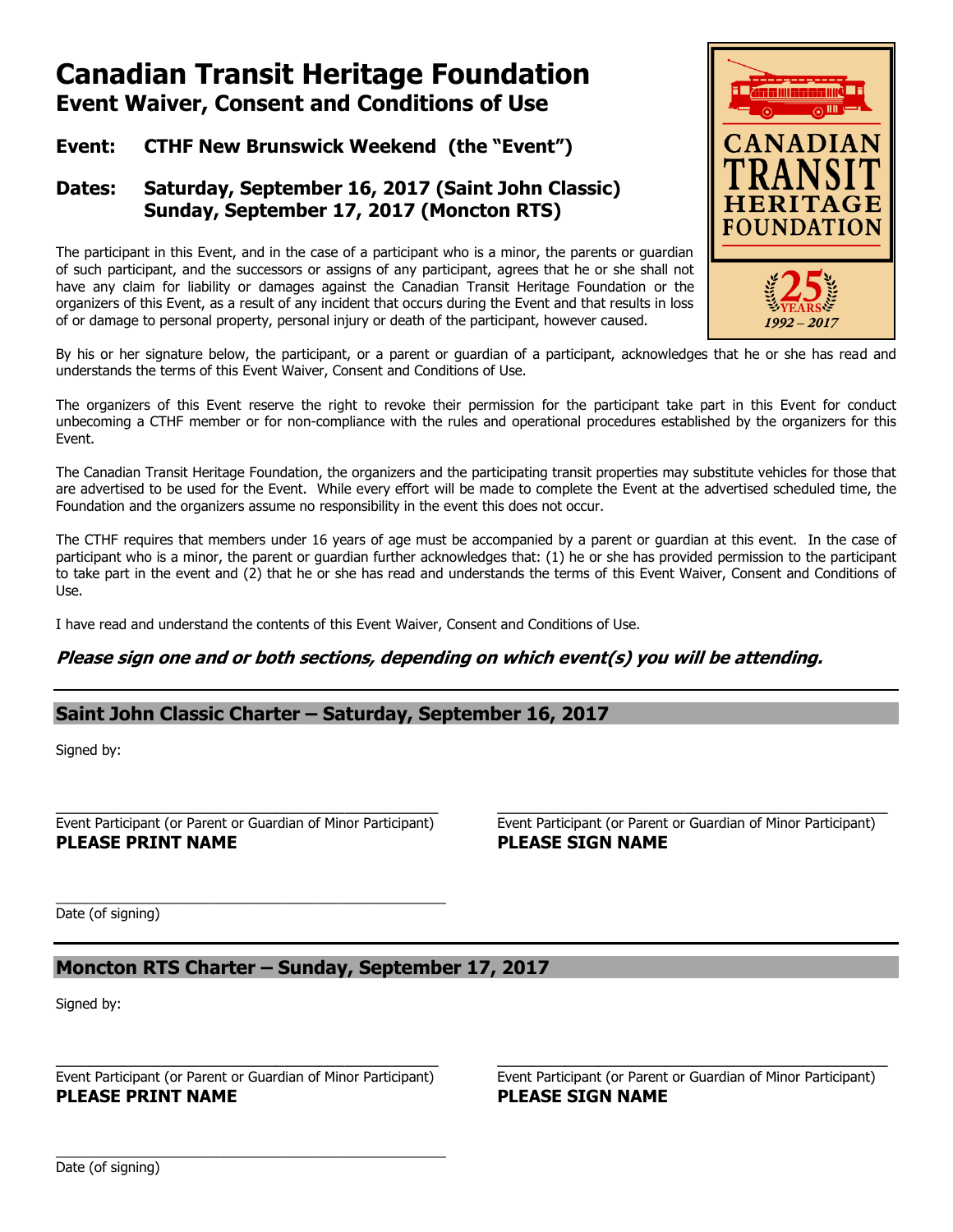# Canadian Transit Heritage Foundation

## Event Waiver, Consent and Conditions of Use

### Event: CTHF New Brunswick Weekend (the "Event")

### Dates: Saturday, September 16, 2017 (Saint John Classic) Sunday, September 17, 2017 (Moncton RTS)

CANADIAN TRANSIT HERITAGE FOUNDATION

25 YEARS 1992 – 2017

The participant in this Event, and in the case of a participant who is a minor, the parents or guardian of such participant, and the successors or assigns of any participant, agrees that he or she shall not have any claim for liability or damages against the Canadian Transit Heritage Foundation or the organizers of this Event, as a result of any incident that occurs during the Event and that results in loss of or damage to personal property, personal injury or death of the participant, however caused.

By his or her signature below, the participant, or a parent or guardian of a participant, acknowledges that he or she has read and understands the terms of this Event Waiver, Consent and Conditions of Use.

The organizers of this Event reserve the right to revoke their permission for the participant take part in this Event for conduct unbecoming a CTHF member or for non-compliance with the rules and operational procedures established by the organizers for this Event.

The Canadian Transit Heritage Foundation, the organizers and the participating transit properties may substitute vehicles for those that are advertised to be used for the Event. While every effort will be made to complete the Event at the advertised scheduled time, the Foundation and the organizers assume no responsibility in the event this does not occur.

The CTHF requires that members under 16 years of age must be accompanied by a parent or guardian at this event. In the case of participant who is a minor, the parent or guardian further acknowledges that: (1) he or she has provided permission to the participant to take part in the event and (2) that he or she has read and understands the terms of this Event Waiver, Consent and Conditions of Use.

I have read and understand the contents of this Event Waiver, Consent and Conditions of Use.

***Please sign one and or both sections, depending on which event(s) you will be attending.***

---

## Saint John Classic Charter – Saturday, September 16, 2017

Signed by:

\_\_\_\_\_\_\_\_\_\_\_\_\_\_\_\_\_\_\_\_\_\_\_\_\_\_\_\_\_\_\_\_\_\_\_\_\_\_\_\_
Event Participant (or Parent or Guardian of Minor Participant)
**PLEASE PRINT NAME**

\_\_\_\_\_\_\_\_\_\_\_\_\_\_\_\_\_\_\_\_\_\_\_\_\_\_\_\_\_\_\_\_\_\_\_\_\_\_\_\_
Event Participant (or Parent or Guardian of Minor Participant)
**PLEASE SIGN NAME**

\_\_\_\_\_\_\_\_\_\_\_\_\_\_\_\_\_\_\_\_\_\_\_\_\_\_\_\_\_\_\_\_\_\_\_\_\_\_\_\_
Date (of signing)

---

## Moncton RTS Charter – Sunday, September 17, 2017

Signed by:

\_\_\_\_\_\_\_\_\_\_\_\_\_\_\_\_\_\_\_\_\_\_\_\_\_\_\_\_\_\_\_\_\_\_\_\_\_\_\_\_
Event Participant (or Parent or Guardian of Minor Participant)
**PLEASE PRINT NAME**

\_\_\_\_\_\_\_\_\_\_\_\_\_\_\_\_\_\_\_\_\_\_\_\_\_\_\_\_\_\_\_\_\_\_\_\_\_\_\_\_
Event Participant (or Parent or Guardian of Minor Participant)
**PLEASE SIGN NAME**

\_\_\_\_\_\_\_\_\_\_\_\_\_\_\_\_\_\_\_\_\_\_\_\_\_\_\_\_\_\_\_\_\_\_\_\_\_\_\_\_
Date (of signing)